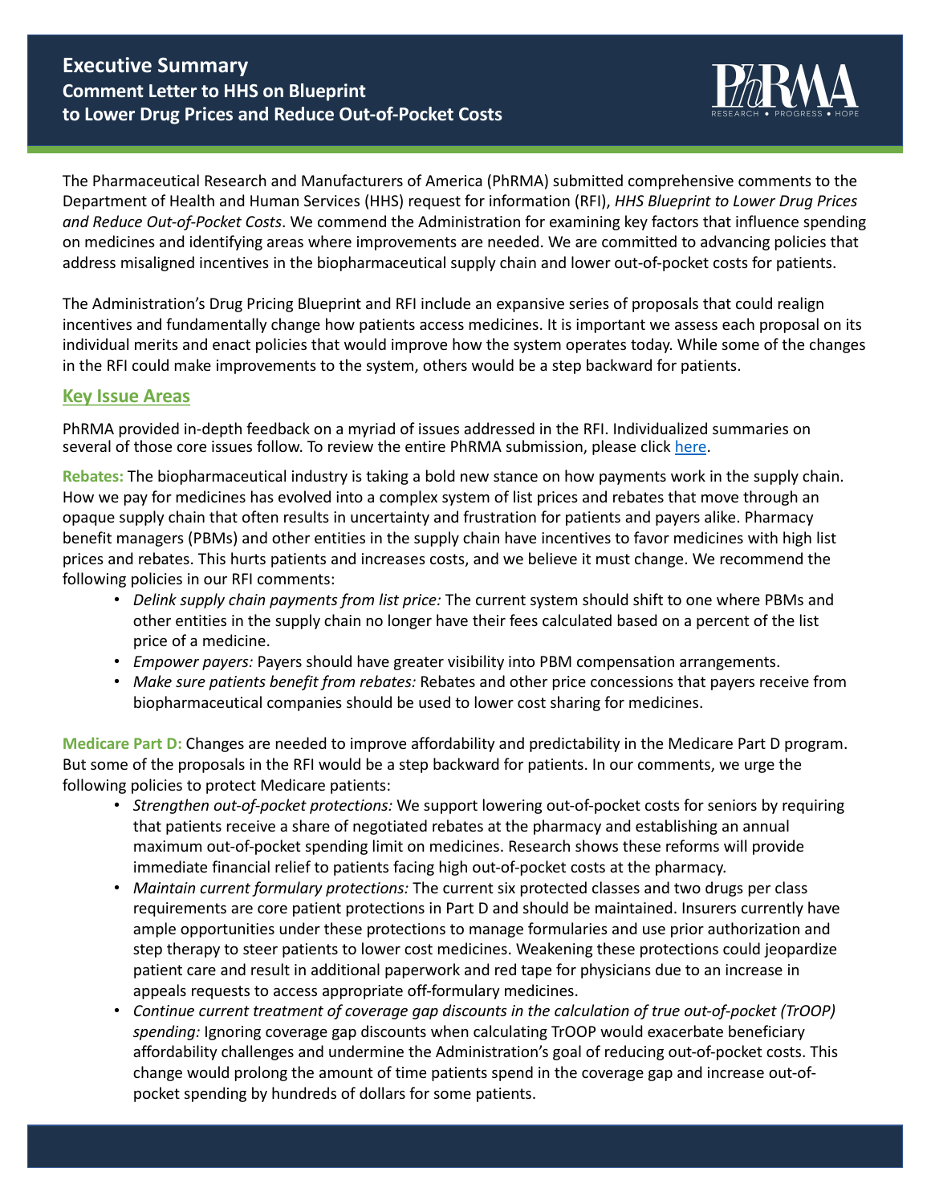# Executive Summary

## Comment Letter to HHS on Blueprint to Lower Drug Prices and Reduce Out-of-Pocket Costs

The Pharmaceutical Research and Manufacturers of America (PhRMA) submitted comprehensive comments to the Department of Health and Human Services (HHS) request for information (RFI), *HHS Blueprint to Lower Drug Prices and Reduce Out-of-Pocket Costs*. We commend the Administration for examining key factors that influence spending on medicines and identifying areas where improvements are needed. We are committed to advancing policies that address misaligned incentives in the biopharmaceutical supply chain and lower out-of-pocket costs for patients.

The Administration's Drug Pricing Blueprint and RFI include an expansive series of proposals that could realign incentives and fundamentally change how patients access medicines. It is important we assess each proposal on its individual merits and enact policies that would improve how the system operates today. While some of the changes in the RFI could make improvements to the system, others would be a step backward for patients.

### Key Issue Areas

PhRMA provided in-depth feedback on a myriad of issues addressed in the RFI. Individualized summaries on several of those core issues follow. To review the entire PhRMA submission, please click here.

**Rebates:** The biopharmaceutical industry is taking a bold new stance on how payments work in the supply chain. How we pay for medicines has evolved into a complex system of list prices and rebates that move through an opaque supply chain that often results in uncertainty and frustration for patients and payers alike. Pharmacy benefit managers (PBMs) and other entities in the supply chain have incentives to favor medicines with high list prices and rebates. This hurts patients and increases costs, and we believe it must change. We recommend the following policies in our RFI comments:

- *Delink supply chain payments from list price:* The current system should shift to one where PBMs and other entities in the supply chain no longer have their fees calculated based on a percent of the list price of a medicine.
- *Empower payers:* Payers should have greater visibility into PBM compensation arrangements.
- *Make sure patients benefit from rebates:* Rebates and other price concessions that payers receive from biopharmaceutical companies should be used to lower cost sharing for medicines.

**Medicare Part D:** Changes are needed to improve affordability and predictability in the Medicare Part D program. But some of the proposals in the RFI would be a step backward for patients. In our comments, we urge the following policies to protect Medicare patients:

- *Strengthen out-of-pocket protections:* We support lowering out-of-pocket costs for seniors by requiring that patients receive a share of negotiated rebates at the pharmacy and establishing an annual maximum out-of-pocket spending limit on medicines. Research shows these reforms will provide immediate financial relief to patients facing high out-of-pocket costs at the pharmacy.
- *Maintain current formulary protections:* The current six protected classes and two drugs per class requirements are core patient protections in Part D and should be maintained. Insurers currently have ample opportunities under these protections to manage formularies and use prior authorization and step therapy to steer patients to lower cost medicines. Weakening these protections could jeopardize patient care and result in additional paperwork and red tape for physicians due to an increase in appeals requests to access appropriate off-formulary medicines.
- *Continue current treatment of coverage gap discounts in the calculation of true out-of-pocket (TrOOP) spending:* Ignoring coverage gap discounts when calculating TrOOP would exacerbate beneficiary affordability challenges and undermine the Administration's goal of reducing out-of-pocket costs. This change would prolong the amount of time patients spend in the coverage gap and increase out-of-pocket spending by hundreds of dollars for some patients.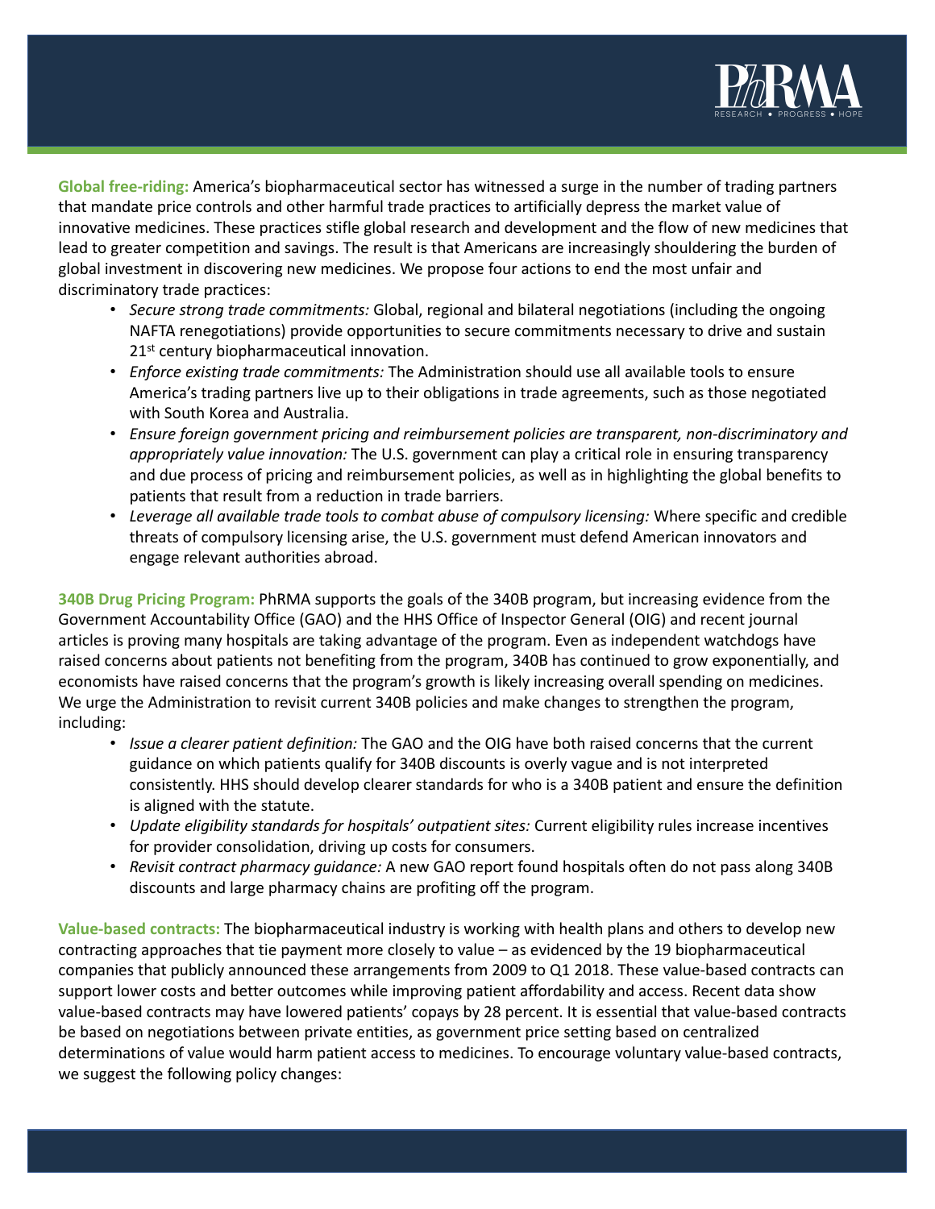**Global free-riding:** America's biopharmaceutical sector has witnessed a surge in the number of trading partners that mandate price controls and other harmful trade practices to artificially depress the market value of innovative medicines. These practices stifle global research and development and the flow of new medicines that lead to greater competition and savings. The result is that Americans are increasingly shouldering the burden of global investment in discovering new medicines. We propose four actions to end the most unfair and discriminatory trade practices:

- *Secure strong trade commitments:* Global, regional and bilateral negotiations (including the ongoing NAFTA renegotiations) provide opportunities to secure commitments necessary to drive and sustain 21st century biopharmaceutical innovation.
- *Enforce existing trade commitments:* The Administration should use all available tools to ensure America's trading partners live up to their obligations in trade agreements, such as those negotiated with South Korea and Australia.
- *Ensure foreign government pricing and reimbursement policies are transparent, non-discriminatory and appropriately value innovation:* The U.S. government can play a critical role in ensuring transparency and due process of pricing and reimbursement policies, as well as in highlighting the global benefits to patients that result from a reduction in trade barriers.
- *Leverage all available trade tools to combat abuse of compulsory licensing:* Where specific and credible threats of compulsory licensing arise, the U.S. government must defend American innovators and engage relevant authorities abroad.

**340B Drug Pricing Program:** PhRMA supports the goals of the 340B program, but increasing evidence from the Government Accountability Office (GAO) and the HHS Office of Inspector General (OIG) and recent journal articles is proving many hospitals are taking advantage of the program. Even as independent watchdogs have raised concerns about patients not benefiting from the program, 340B has continued to grow exponentially, and economists have raised concerns that the program's growth is likely increasing overall spending on medicines. We urge the Administration to revisit current 340B policies and make changes to strengthen the program, including:

- *Issue a clearer patient definition:* The GAO and the OIG have both raised concerns that the current guidance on which patients qualify for 340B discounts is overly vague and is not interpreted consistently. HHS should develop clearer standards for who is a 340B patient and ensure the definition is aligned with the statute.
- *Update eligibility standards for hospitals' outpatient sites:* Current eligibility rules increase incentives for provider consolidation, driving up costs for consumers.
- *Revisit contract pharmacy guidance:* A new GAO report found hospitals often do not pass along 340B discounts and large pharmacy chains are profiting off the program.

**Value-based contracts:** The biopharmaceutical industry is working with health plans and others to develop new contracting approaches that tie payment more closely to value – as evidenced by the 19 biopharmaceutical companies that publicly announced these arrangements from 2009 to Q1 2018. These value-based contracts can support lower costs and better outcomes while improving patient affordability and access. Recent data show value-based contracts may have lowered patients' copays by 28 percent. It is essential that value-based contracts be based on negotiations between private entities, as government price setting based on centralized determinations of value would harm patient access to medicines. To encourage voluntary value-based contracts, we suggest the following policy changes: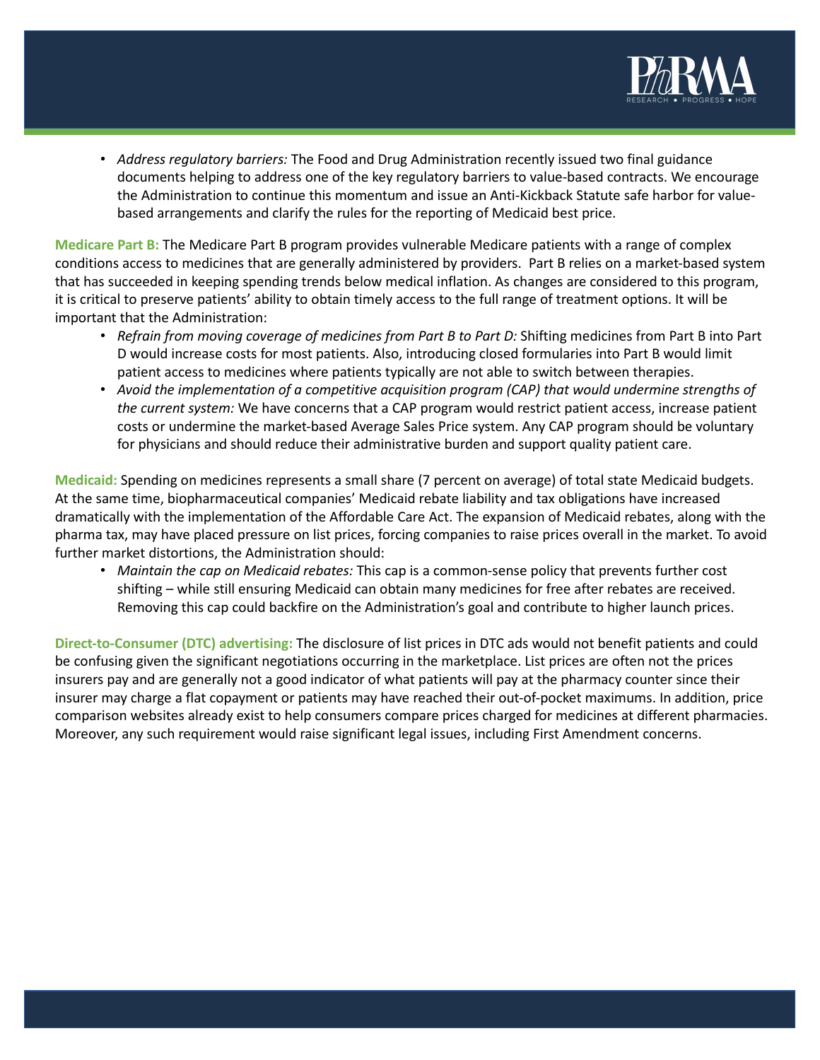- *Address regulatory barriers:* The Food and Drug Administration recently issued two final guidance documents helping to address one of the key regulatory barriers to value-based contracts. We encourage the Administration to continue this momentum and issue an Anti-Kickback Statute safe harbor for value-based arrangements and clarify the rules for the reporting of Medicaid best price.

**Medicare Part B:** The Medicare Part B program provides vulnerable Medicare patients with a range of complex conditions access to medicines that are generally administered by providers. Part B relies on a market-based system that has succeeded in keeping spending trends below medical inflation. As changes are considered to this program, it is critical to preserve patients' ability to obtain timely access to the full range of treatment options. It will be important that the Administration:

- *Refrain from moving coverage of medicines from Part B to Part D:* Shifting medicines from Part B into Part D would increase costs for most patients. Also, introducing closed formularies into Part B would limit patient access to medicines where patients typically are not able to switch between therapies.
- *Avoid the implementation of a competitive acquisition program (CAP) that would undermine strengths of the current system:* We have concerns that a CAP program would restrict patient access, increase patient costs or undermine the market-based Average Sales Price system. Any CAP program should be voluntary for physicians and should reduce their administrative burden and support quality patient care.

**Medicaid:** Spending on medicines represents a small share (7 percent on average) of total state Medicaid budgets. At the same time, biopharmaceutical companies' Medicaid rebate liability and tax obligations have increased dramatically with the implementation of the Affordable Care Act. The expansion of Medicaid rebates, along with the pharma tax, may have placed pressure on list prices, forcing companies to raise prices overall in the market. To avoid further market distortions, the Administration should:

- *Maintain the cap on Medicaid rebates:* This cap is a common-sense policy that prevents further cost shifting – while still ensuring Medicaid can obtain many medicines for free after rebates are received. Removing this cap could backfire on the Administration's goal and contribute to higher launch prices.

**Direct-to-Consumer (DTC) advertising:** The disclosure of list prices in DTC ads would not benefit patients and could be confusing given the significant negotiations occurring in the marketplace. List prices are often not the prices insurers pay and are generally not a good indicator of what patients will pay at the pharmacy counter since their insurer may charge a flat copayment or patients may have reached their out-of-pocket maximums. In addition, price comparison websites already exist to help consumers compare prices charged for medicines at different pharmacies. Moreover, any such requirement would raise significant legal issues, including First Amendment concerns.